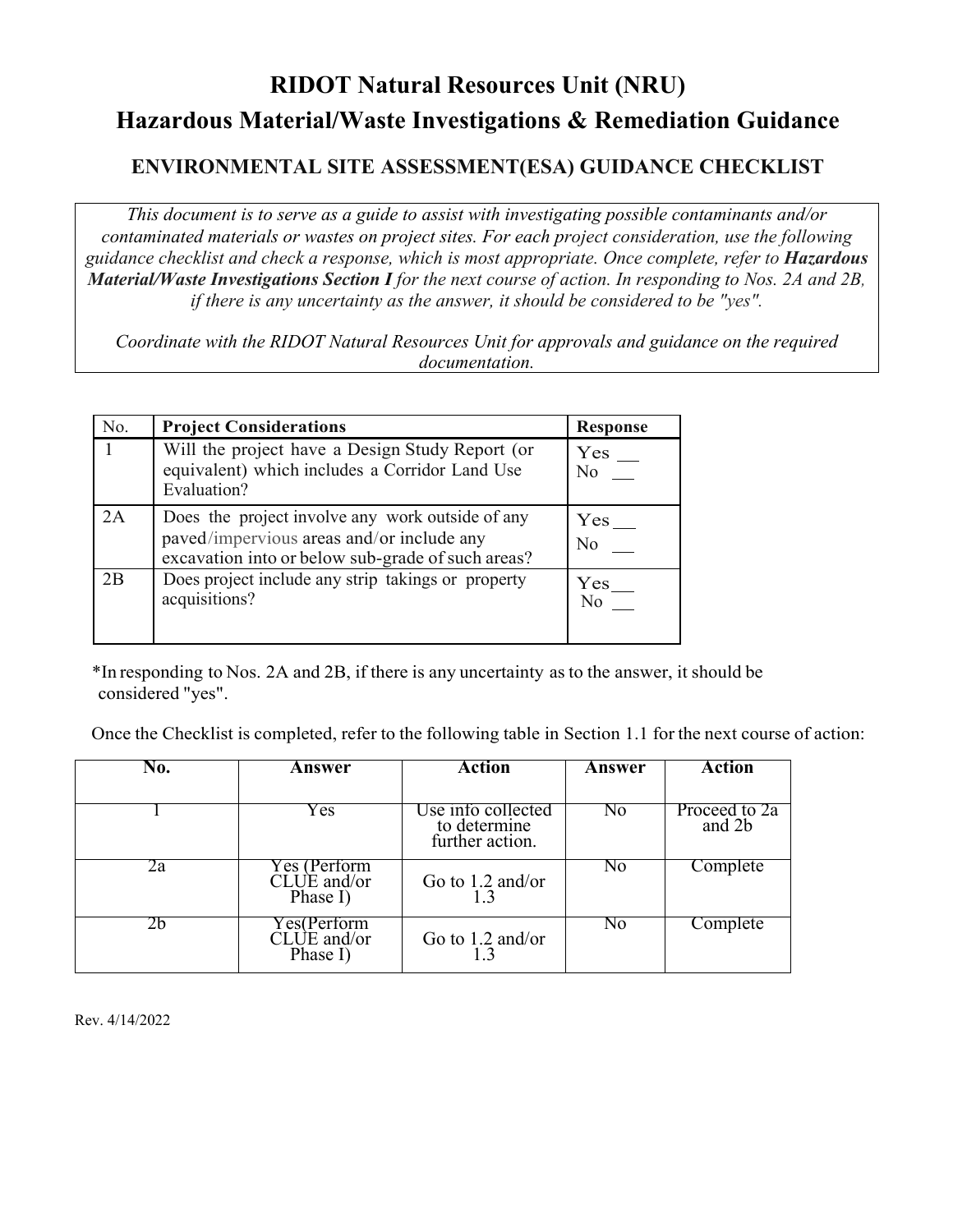# RIDOT Natural Resources Unit (NRU)

# Hazardous Material/Waste Investigations & Remediation Guidance

## ENVIRONMENTAL SITE ASSESSMENT(ESA) GUIDANCE CHECKLIST

*This document is to serve as a guide to assist with investigating possible contaminants and/or contaminated materials or wastes on project sites. For each project consideration, use the following guidance checklist and check a response, which is most appropriate. Once complete, refer to **Hazardous Material/Waste Investigations Section I** for the next course of action. In responding to Nos. 2A and 2B, if there is any uncertainty as the answer, it should be considered to be "yes".*

*Coordinate with the RIDOT Natural Resources Unit for approvals and guidance on the required documentation.*

| No. | **Project Considerations** | **Response** |
|---|---|---|
| 1 | Will the project have a Design Study Report (or equivalent) which includes a Corridor Land Use Evaluation? | Yes __ No __ |
| 2A | Does the project involve any work outside of any paved/impervious areas and/or include any excavation into or below sub-grade of such areas? | Yes __ No __ |
| 2B | Does project include any strip takings or property acquisitions? | Yes __ No __ |

*In responding to Nos. 2A and 2B, if there is any uncertainty as to the answer, it should be considered "yes".

Once the Checklist is completed, refer to the following table in Section 1.1 for the next course of action:

| No. | Answer | Action | Answer | Action |
|---|---|---|---|---|
| 1 | Yes | Use info collected to determine further action. | No | Proceed to 2a and 2b |
| 2a | Yes (Perform CLUE and/or Phase I) | Go to 1.2 and/or 1.3 | No | Complete |
| 2b | Yes(Perform CLUE and/or Phase I) | Go to 1.2 and/or 1.3 | No | Complete |

Rev. 4/14/2022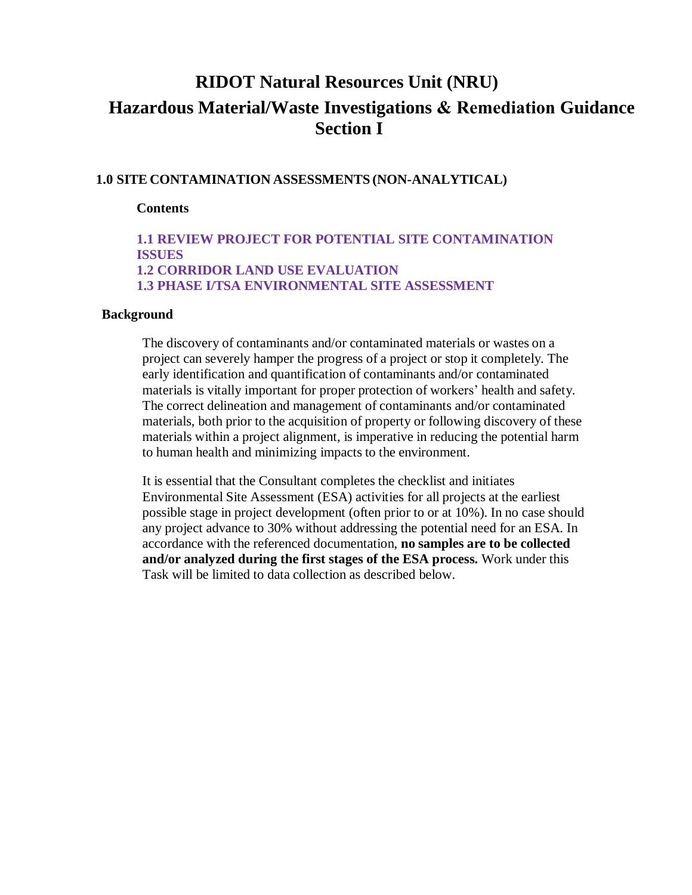# RIDOT Natural Resources Unit (NRU)

# Hazardous Material/Waste Investigations & Remediation Guidance Section I

## 1.0 SITE CONTAMINATION ASSESSMENTS (NON-ANALYTICAL)

**Contents**

**1.1 REVIEW PROJECT FOR POTENTIAL SITE CONTAMINATION ISSUES**
**1.2 CORRIDOR LAND USE EVALUATION**
**1.3 PHASE I/TSA ENVIRONMENTAL SITE ASSESSMENT**

### Background

The discovery of contaminants and/or contaminated materials or wastes on a project can severely hamper the progress of a project or stop it completely. The early identification and quantification of contaminants and/or contaminated materials is vitally important for proper protection of workers' health and safety. The correct delineation and management of contaminants and/or contaminated materials, both prior to the acquisition of property or following discovery of these materials within a project alignment, is imperative in reducing the potential harm to human health and minimizing impacts to the environment.

It is essential that the Consultant completes the checklist and initiates Environmental Site Assessment (ESA) activities for all projects at the earliest possible stage in project development (often prior to or at 10%). In no case should any project advance to 30% without addressing the potential need for an ESA. In accordance with the referenced documentation, **no samples are to be collected and/or analyzed during the first stages of the ESA process.** Work under this Task will be limited to data collection as described below.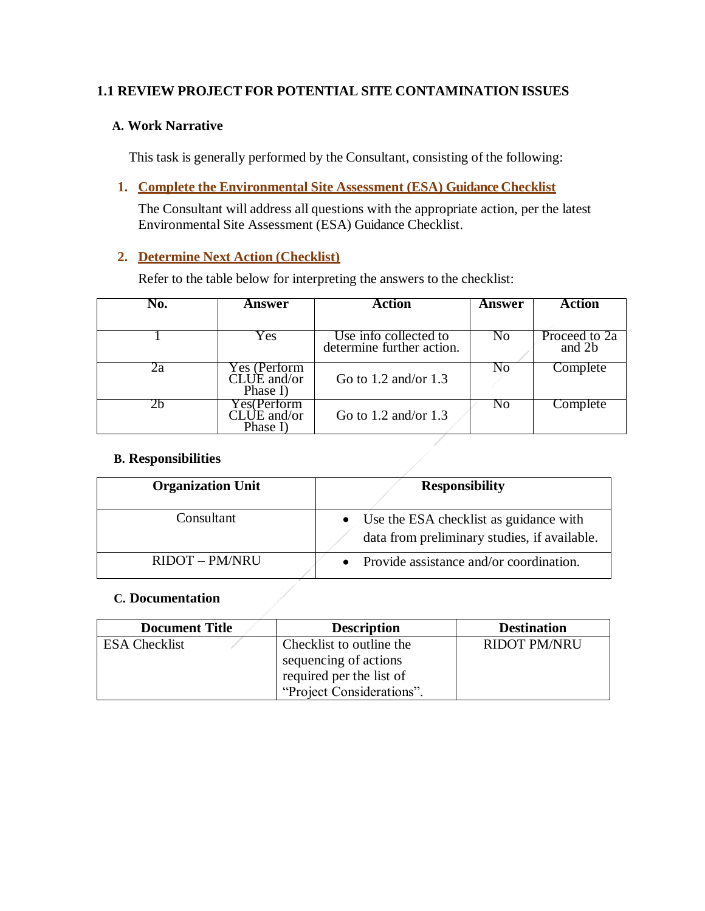## 1.1 REVIEW PROJECT FOR POTENTIAL SITE CONTAMINATION ISSUES

### A. Work Narrative

This task is generally performed by the Consultant, consisting of the following:

1. **Complete the Environmental Site Assessment (ESA) Guidance Checklist**

   The Consultant will address all questions with the appropriate action, per the latest Environmental Site Assessment (ESA) Guidance Checklist.

2. **Determine Next Action (Checklist)**

   Refer to the table below for interpreting the answers to the checklist:

| No. | Answer | Action | Answer | Action |
|---|---|---|---|---|
| 1 | Yes | Use info collected to determine further action. | No | Proceed to 2a and 2b |
| 2a | Yes (Perform CLUE and/or Phase I) | Go to 1.2 and/or 1.3 | No | Complete |
| 2b | Yes(Perform CLUE and/or Phase I) | Go to 1.2 and/or 1.3 | No | Complete |

### B. Responsibilities

| Organization Unit | Responsibility |
|---|---|
| Consultant | • Use the ESA checklist as guidance with data from preliminary studies, if available. |
| RIDOT – PM/NRU | • Provide assistance and/or coordination. |

### C. Documentation

| Document Title | Description | Destination |
|---|---|---|
| ESA Checklist | Checklist to outline the sequencing of actions required per the list of "Project Considerations". | RIDOT PM/NRU |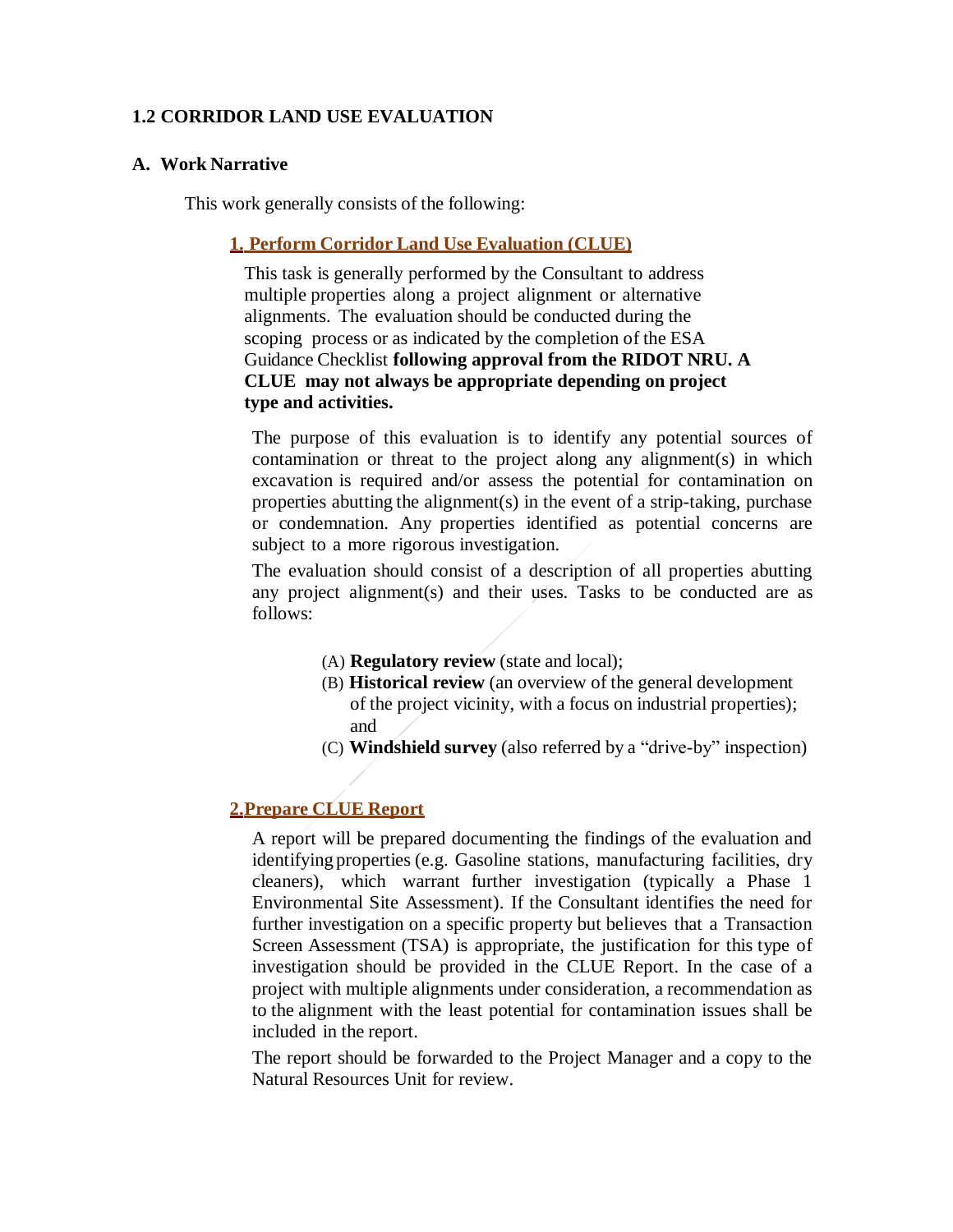### 1.2 CORRIDOR LAND USE EVALUATION

#### A. Work Narrative

This work generally consists of the following:

**1. Perform Corridor Land Use Evaluation (CLUE)**

This task is generally performed by the Consultant to address multiple properties along a project alignment or alternative alignments. The evaluation should be conducted during the scoping process or as indicated by the completion of the ESA Guidance Checklist **following approval from the RIDOT NRU. A CLUE may not always be appropriate depending on project type and activities.**

The purpose of this evaluation is to identify any potential sources of contamination or threat to the project along any alignment(s) in which excavation is required and/or assess the potential for contamination on properties abutting the alignment(s) in the event of a strip-taking, purchase or condemnation. Any properties identified as potential concerns are subject to a more rigorous investigation.

The evaluation should consist of a description of all properties abutting any project alignment(s) and their uses. Tasks to be conducted are as follows:

(A) **Regulatory review** (state and local);
(B) **Historical review** (an overview of the general development of the project vicinity, with a focus on industrial properties); and
(C) **Windshield survey** (also referred by a “drive-by” inspection)

**2. Prepare CLUE Report**

A report will be prepared documenting the findings of the evaluation and identifying properties (e.g. Gasoline stations, manufacturing facilities, dry cleaners), which warrant further investigation (typically a Phase 1 Environmental Site Assessment). If the Consultant identifies the need for further investigation on a specific property but believes that a Transaction Screen Assessment (TSA) is appropriate, the justification for this type of investigation should be provided in the CLUE Report. In the case of a project with multiple alignments under consideration, a recommendation as to the alignment with the least potential for contamination issues shall be included in the report.

The report should be forwarded to the Project Manager and a copy to the Natural Resources Unit for review.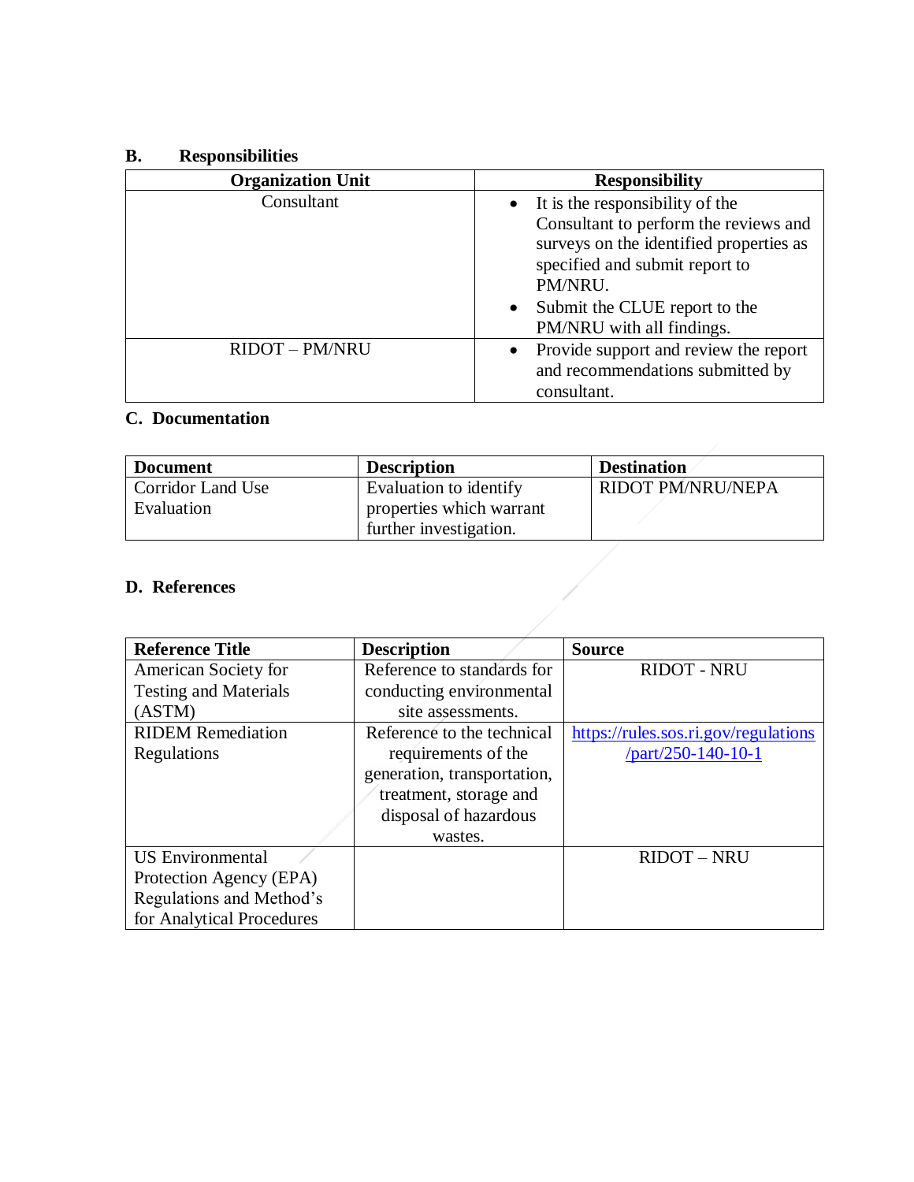## B. Responsibilities

| Organization Unit | Responsibility |
| --- | --- |
| Consultant | • It is the responsibility of the Consultant to perform the reviews and surveys on the identified properties as specified and submit report to PM/NRU.<br>• Submit the CLUE report to the PM/NRU with all findings. |
| RIDOT – PM/NRU | • Provide support and review the report and recommendations submitted by consultant. |

## C. Documentation

| Document | Description | Destination |
| --- | --- | --- |
| Corridor Land Use Evaluation | Evaluation to identify properties which warrant further investigation. | RIDOT PM/NRU/NEPA |

## D. References

| Reference Title | Description | Source |
| --- | --- | --- |
| American Society for Testing and Materials (ASTM) | Reference to standards for conducting environmental site assessments. | RIDOT - NRU |
| RIDEM Remediation Regulations | Reference to the technical requirements of the generation, transportation, treatment, storage and disposal of hazardous wastes. | https://rules.sos.ri.gov/regulations/part/250-140-10-1 |
| US Environmental Protection Agency (EPA) Regulations and Method's for Analytical Procedures | | RIDOT – NRU |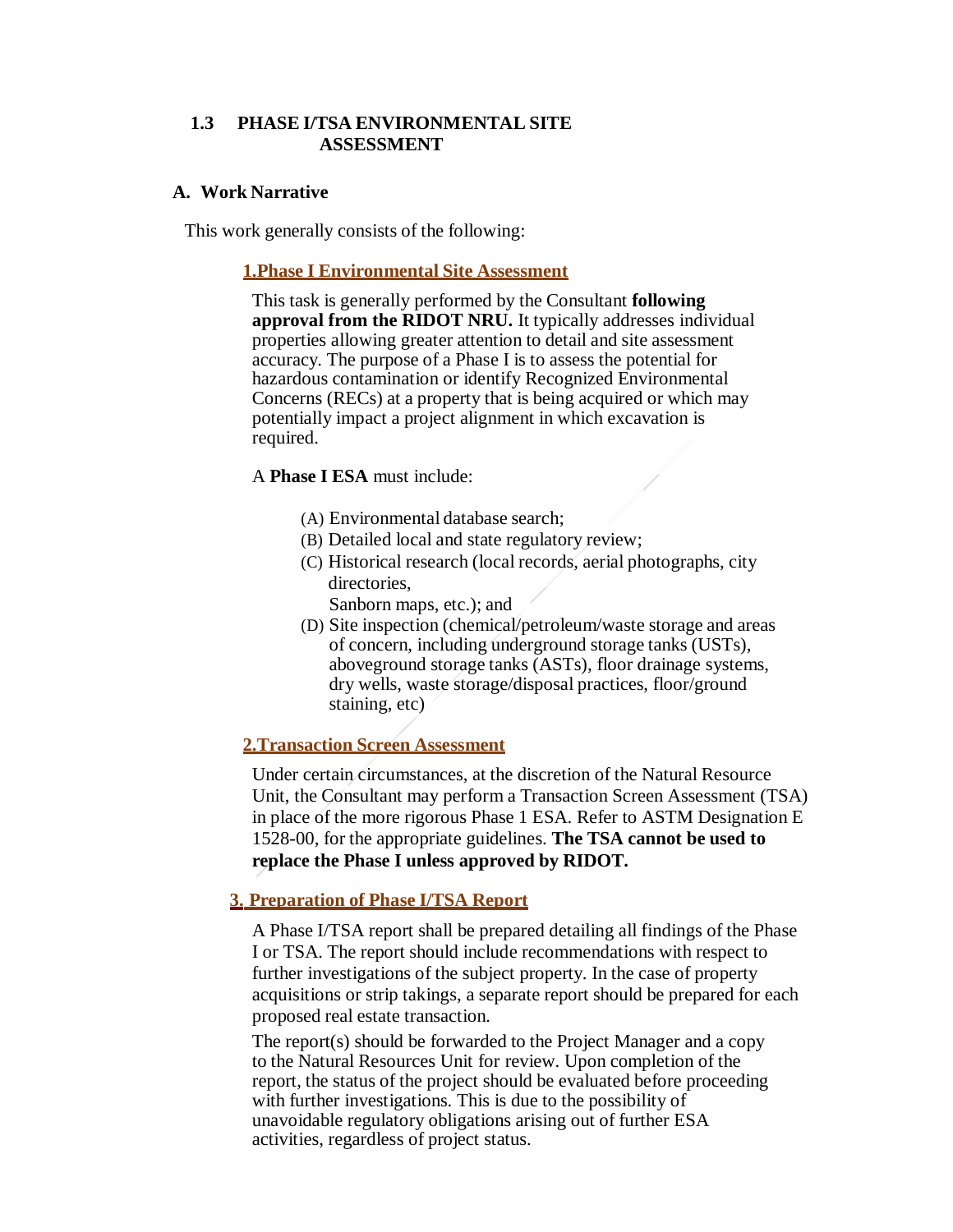## 1.3 PHASE I/TSA ENVIRONMENTAL SITE ASSESSMENT

### A. Work Narrative

This work generally consists of the following:

#### 1.Phase I Environmental Site Assessment

This task is generally performed by the Consultant **following approval from the RIDOT NRU.** It typically addresses individual properties allowing greater attention to detail and site assessment accuracy. The purpose of a Phase I is to assess the potential for hazardous contamination or identify Recognized Environmental Concerns (RECs) at a property that is being acquired or which may potentially impact a project alignment in which excavation is required.

A **Phase I ESA** must include:

(A) Environmental database search;
(B) Detailed local and state regulatory review;
(C) Historical research (local records, aerial photographs, city directories, Sanborn maps, etc.); and
(D) Site inspection (chemical/petroleum/waste storage and areas of concern, including underground storage tanks (USTs), aboveground storage tanks (ASTs), floor drainage systems, dry wells, waste storage/disposal practices, floor/ground staining, etc)

#### 2.Transaction Screen Assessment

Under certain circumstances, at the discretion of the Natural Resource Unit, the Consultant may perform a Transaction Screen Assessment (TSA) in place of the more rigorous Phase 1 ESA. Refer to ASTM Designation E 1528-00, for the appropriate guidelines. **The TSA cannot be used to replace the Phase I unless approved by RIDOT.**

#### 3. Preparation of Phase I/TSA Report

A Phase I/TSA report shall be prepared detailing all findings of the Phase I or TSA. The report should include recommendations with respect to further investigations of the subject property. In the case of property acquisitions or strip takings, a separate report should be prepared for each proposed real estate transaction.

The report(s) should be forwarded to the Project Manager and a copy to the Natural Resources Unit for review. Upon completion of the report, the status of the project should be evaluated before proceeding with further investigations. This is due to the possibility of unavoidable regulatory obligations arising out of further ESA activities, regardless of project status.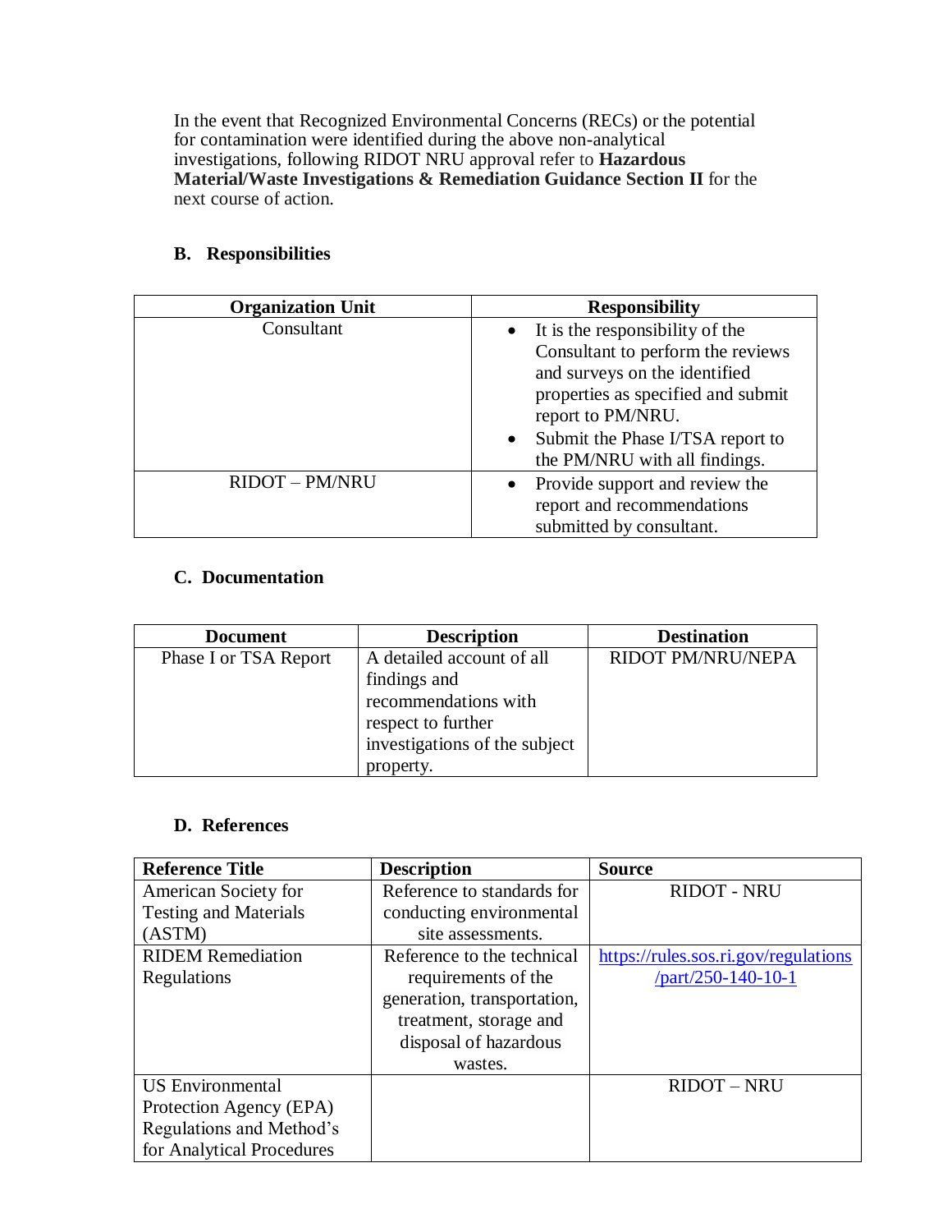In the event that Recognized Environmental Concerns (RECs) or the potential for contamination were identified during the above non-analytical investigations, following RIDOT NRU approval refer to **Hazardous Material/Waste Investigations & Remediation Guidance Section II** for the next course of action.

### B. Responsibilities

| Organization Unit | Responsibility |
|---|---|
| Consultant | • It is the responsibility of the Consultant to perform the reviews and surveys on the identified properties as specified and submit report to PM/NRU.<br>• Submit the Phase I/TSA report to the PM/NRU with all findings. |
| RIDOT – PM/NRU | • Provide support and review the report and recommendations submitted by consultant. |

### C. Documentation

| Document | Description | Destination |
|---|---|---|
| Phase I or TSA Report | A detailed account of all findings and recommendations with respect to further investigations of the subject property. | RIDOT PM/NRU/NEPA |

### D. References

| Reference Title | Description | Source |
|---|---|---|
| American Society for Testing and Materials (ASTM) | Reference to standards for conducting environmental site assessments. | RIDOT - NRU |
| RIDEM Remediation Regulations | Reference to the technical requirements of the generation, transportation, treatment, storage and disposal of hazardous wastes. | [https://rules.sos.ri.gov/regulations/part/250-140-10-1](https://rules.sos.ri.gov/regulations/part/250-140-10-1) |
| US Environmental Protection Agency (EPA) Regulations and Method's for Analytical Procedures | | RIDOT – NRU |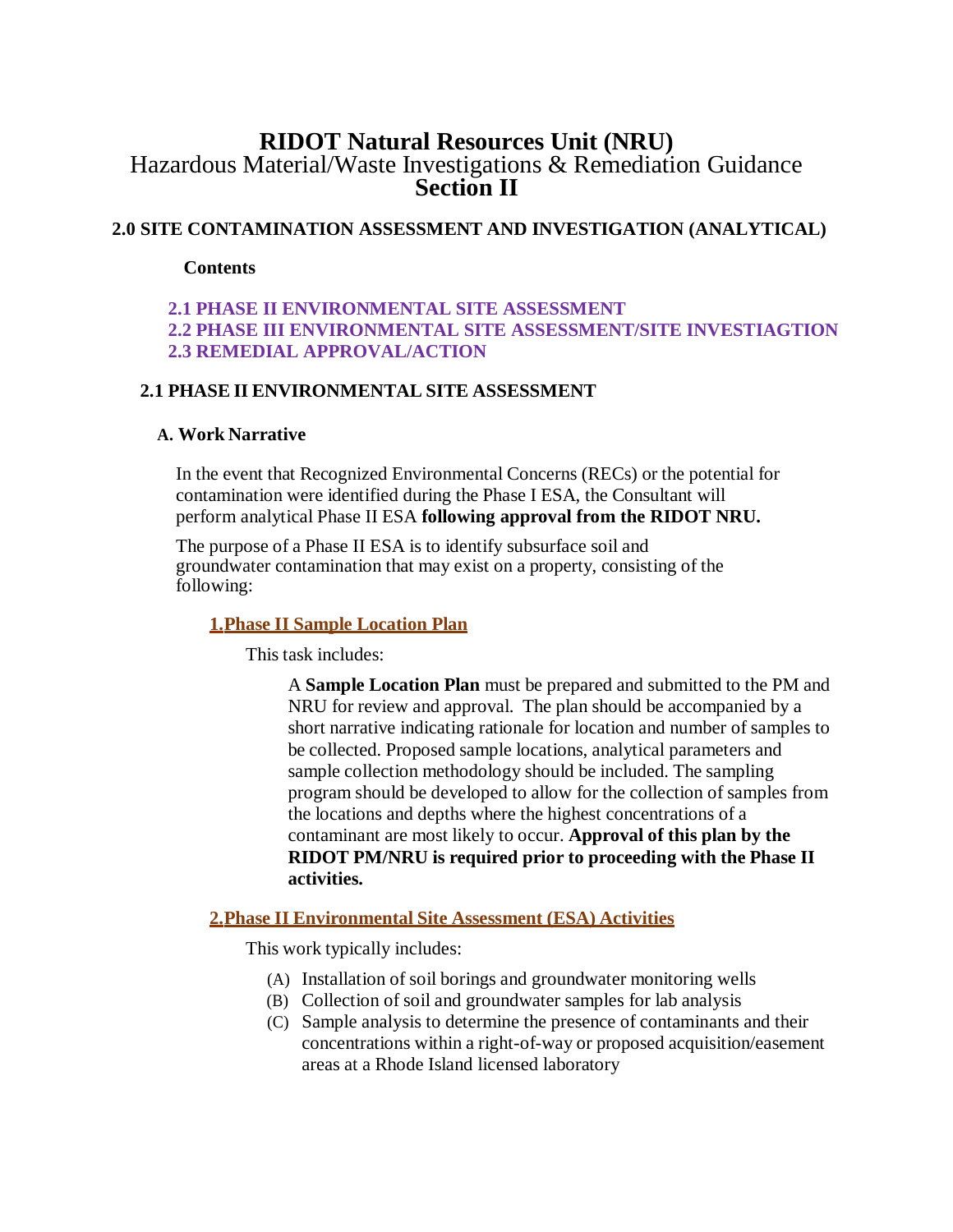# RIDOT Natural Resources Unit (NRU)

Hazardous Material/Waste Investigations & Remediation Guidance

**Section II**

## 2.0 SITE CONTAMINATION ASSESSMENT AND INVESTIGATION (ANALYTICAL)

**Contents**

**2.1 PHASE II ENVIRONMENTAL SITE ASSESSMENT**
**2.2 PHASE III ENVIRONMENTAL SITE ASSESSMENT/SITE INVESTIAGTION**
**2.3 REMEDIAL APPROVAL/ACTION**

### 2.1 PHASE II ENVIRONMENTAL SITE ASSESSMENT

#### A. Work Narrative

In the event that Recognized Environmental Concerns (RECs) or the potential for contamination were identified during the Phase I ESA, the Consultant will perform analytical Phase II ESA **following approval from the RIDOT NRU.**

The purpose of a Phase II ESA is to identify subsurface soil and groundwater contamination that may exist on a property, consisting of the following:

**1.Phase II Sample Location Plan**

This task includes:

A **Sample Location Plan** must be prepared and submitted to the PM and NRU for review and approval. The plan should be accompanied by a short narrative indicating rationale for location and number of samples to be collected. Proposed sample locations, analytical parameters and sample collection methodology should be included. The sampling program should be developed to allow for the collection of samples from the locations and depths where the highest concentrations of a contaminant are most likely to occur. **Approval of this plan by the RIDOT PM/NRU is required prior to proceeding with the Phase II activities.**

**2.Phase II Environmental Site Assessment (ESA) Activities**

This work typically includes:

(A) Installation of soil borings and groundwater monitoring wells
(B) Collection of soil and groundwater samples for lab analysis
(C) Sample analysis to determine the presence of contaminants and their concentrations within a right-of-way or proposed acquisition/easement areas at a Rhode Island licensed laboratory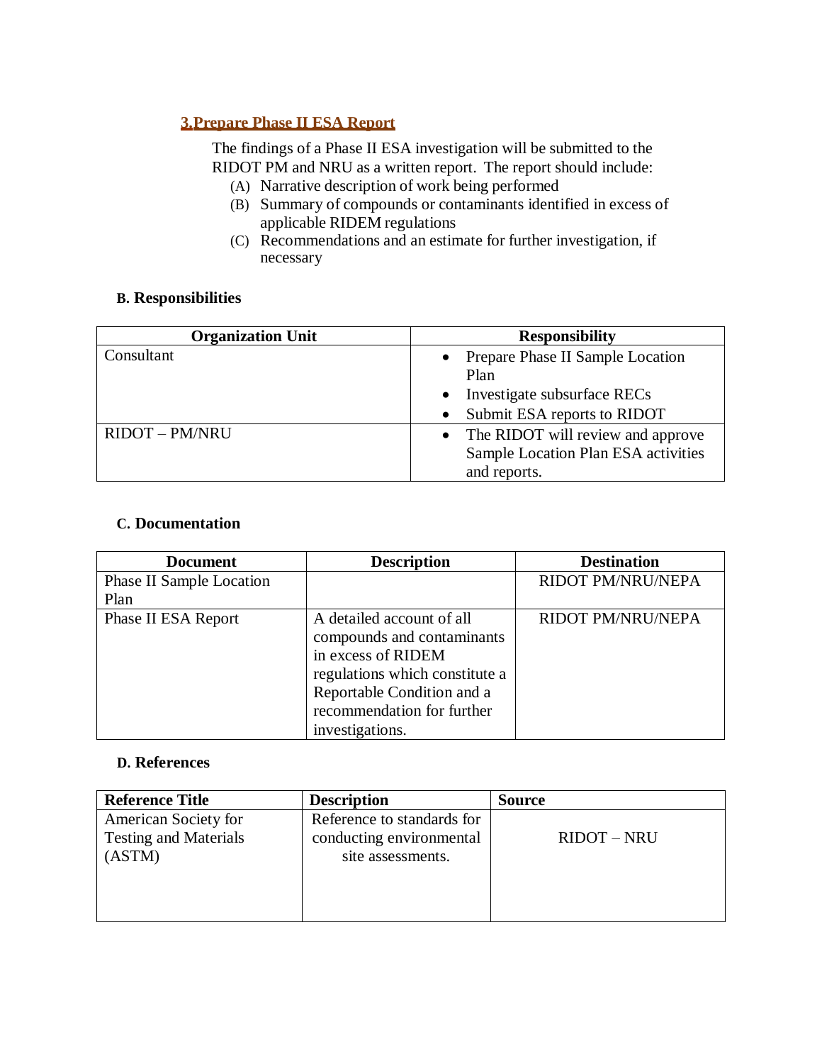### 3. Prepare Phase II ESA Report

The findings of a Phase II ESA investigation will be submitted to the RIDOT PM and NRU as a written report. The report should include:

(A) Narrative description of work being performed
(B) Summary of compounds or contaminants identified in excess of applicable RIDEM regulations
(C) Recommendations and an estimate for further investigation, if necessary

## B. Responsibilities

| Organization Unit | Responsibility |
| --- | --- |
| Consultant | • Prepare Phase II Sample Location Plan<br>• Investigate subsurface RECs<br>• Submit ESA reports to RIDOT |
| RIDOT – PM/NRU | • The RIDOT will review and approve Sample Location Plan ESA activities and reports. |

## C. Documentation

| Document | Description | Destination |
| --- | --- | --- |
| Phase II Sample Location Plan | | RIDOT PM/NRU/NEPA |
| Phase II ESA Report | A detailed account of all compounds and contaminants in excess of RIDEM regulations which constitute a Reportable Condition and a recommendation for further investigations. | RIDOT PM/NRU/NEPA |

## D. References

| Reference Title | Description | Source |
| --- | --- | --- |
| American Society for Testing and Materials (ASTM) | Reference to standards for conducting environmental site assessments. | RIDOT – NRU |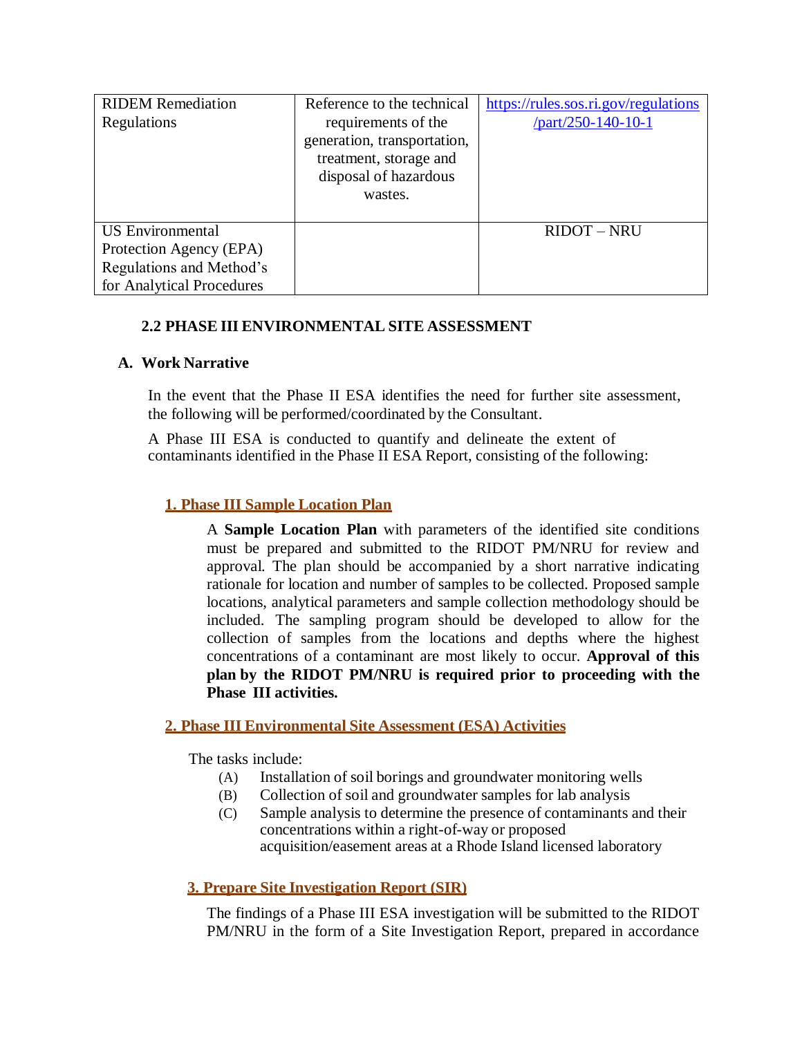| RIDEM Remediation Regulations | Reference to the technical requirements of the generation, transportation, treatment, storage and disposal of hazardous wastes. | https://rules.sos.ri.gov/regulations/part/250-140-10-1 |
|---|---|---|
| US Environmental Protection Agency (EPA) Regulations and Method's for Analytical Procedures | | RIDOT – NRU |

### 2.2 PHASE III ENVIRONMENTAL SITE ASSESSMENT

#### A. Work Narrative

In the event that the Phase II ESA identifies the need for further site assessment, the following will be performed/coordinated by the Consultant.

A Phase III ESA is conducted to quantify and delineate the extent of contaminants identified in the Phase II ESA Report, consisting of the following:

**1. Phase III Sample Location Plan**

A **Sample Location Plan** with parameters of the identified site conditions must be prepared and submitted to the RIDOT PM/NRU for review and approval. The plan should be accompanied by a short narrative indicating rationale for location and number of samples to be collected. Proposed sample locations, analytical parameters and sample collection methodology should be included. The sampling program should be developed to allow for the collection of samples from the locations and depths where the highest concentrations of a contaminant are most likely to occur. **Approval of this plan by the RIDOT PM/NRU is required prior to proceeding with the Phase III activities.**

**2. Phase III Environmental Site Assessment (ESA) Activities**

The tasks include:

(A) Installation of soil borings and groundwater monitoring wells

(B) Collection of soil and groundwater samples for lab analysis

(C) Sample analysis to determine the presence of contaminants and their concentrations within a right-of-way or proposed acquisition/easement areas at a Rhode Island licensed laboratory

**3. Prepare Site Investigation Report (SIR)**

The findings of a Phase III ESA investigation will be submitted to the RIDOT PM/NRU in the form of a Site Investigation Report, prepared in accordance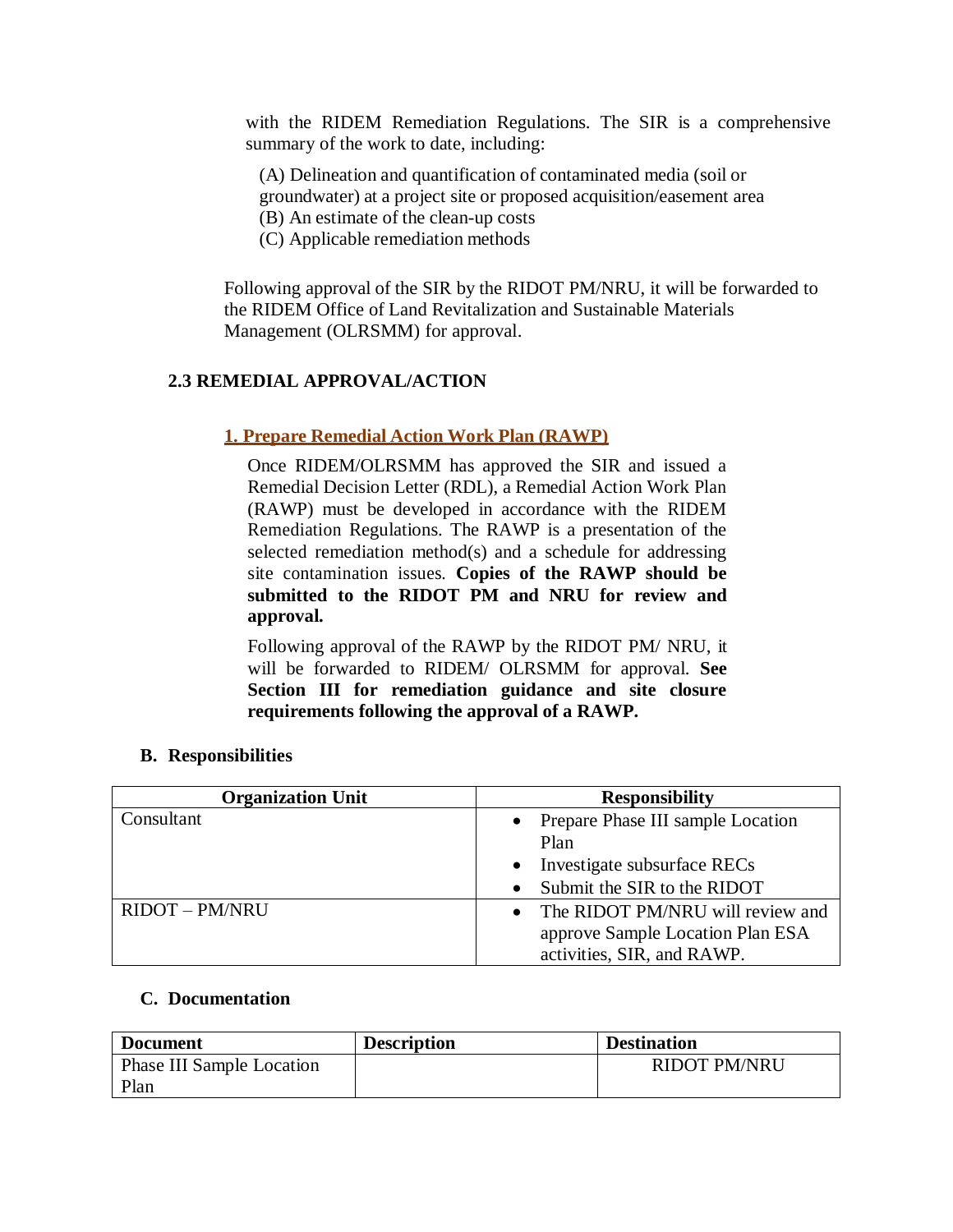with the RIDEM Remediation Regulations. The SIR is a comprehensive summary of the work to date, including:

(A) Delineation and quantification of contaminated media (soil or groundwater) at a project site or proposed acquisition/easement area
(B) An estimate of the clean-up costs
(C) Applicable remediation methods

Following approval of the SIR by the RIDOT PM/NRU, it will be forwarded to the RIDEM Office of Land Revitalization and Sustainable Materials Management (OLRSMM) for approval.

### 2.3 REMEDIAL APPROVAL/ACTION

#### 1. Prepare Remedial Action Work Plan (RAWP)

Once RIDEM/OLRSMM has approved the SIR and issued a Remedial Decision Letter (RDL), a Remedial Action Work Plan (RAWP) must be developed in accordance with the RIDEM Remediation Regulations. The RAWP is a presentation of the selected remediation method(s) and a schedule for addressing site contamination issues. **Copies of the RAWP should be submitted to the RIDOT PM and NRU for review and approval.**

Following approval of the RAWP by the RIDOT PM/ NRU, it will be forwarded to RIDEM/ OLRSMM for approval. **See Section III for remediation guidance and site closure requirements following the approval of a RAWP.**

### B. Responsibilities

| Organization Unit | Responsibility |
|---|---|
| Consultant | • Prepare Phase III sample Location Plan<br>• Investigate subsurface RECs<br>• Submit the SIR to the RIDOT |
| RIDOT – PM/NRU | • The RIDOT PM/NRU will review and approve Sample Location Plan ESA activities, SIR, and RAWP. |

### C. Documentation

| Document | Description | Destination |
|---|---|---|
| Phase III Sample Location Plan | | RIDOT PM/NRU |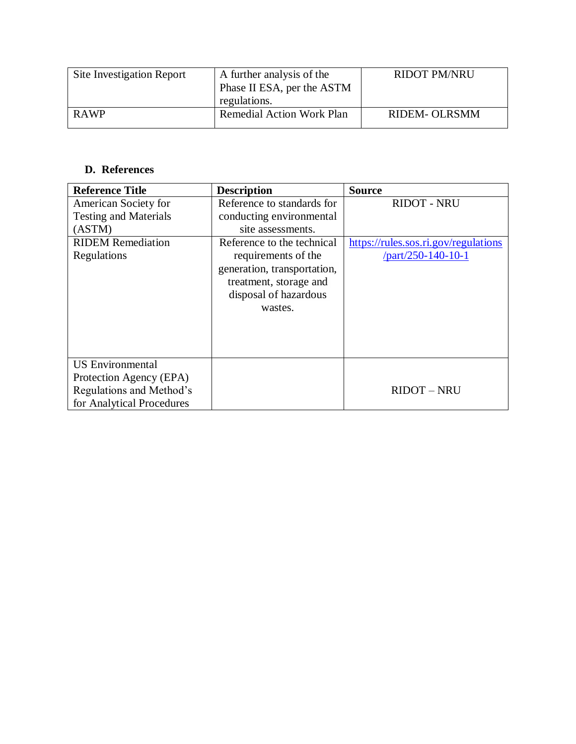| Site Investigation Report | A further analysis of the Phase II ESA, per the ASTM regulations. | RIDOT PM/NRU |
|---|---|---|
| RAWP | Remedial Action Work Plan | RIDEM- OLRSMM |

### D. References

| Reference Title | Description | Source |
|---|---|---|
| American Society for Testing and Materials (ASTM) | Reference to standards for conducting environmental site assessments. | RIDOT - NRU |
| RIDEM Remediation Regulations | Reference to the technical requirements of the generation, transportation, treatment, storage and disposal of hazardous wastes. | https://rules.sos.ri.gov/regulations/part/250-140-10-1 |
| US Environmental Protection Agency (EPA) Regulations and Method's for Analytical Procedures | | RIDOT – NRU |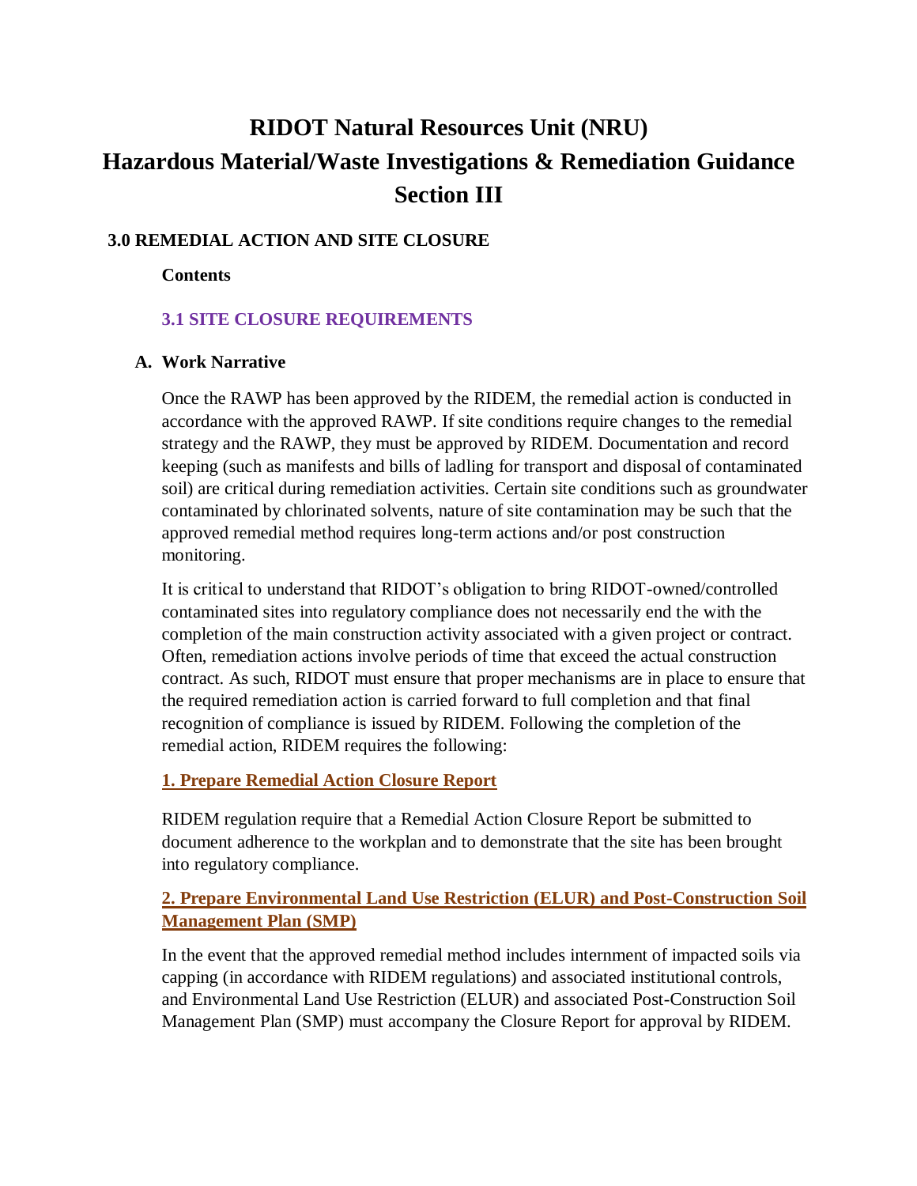# RIDOT Natural Resources Unit (NRU)
# Hazardous Material/Waste Investigations & Remediation Guidance
# Section III

## 3.0 REMEDIAL ACTION AND SITE CLOSURE

**Contents**

### 3.1 SITE CLOSURE REQUIREMENTS

**A. Work Narrative**

Once the RAWP has been approved by the RIDEM, the remedial action is conducted in accordance with the approved RAWP. If site conditions require changes to the remedial strategy and the RAWP, they must be approved by RIDEM. Documentation and record keeping (such as manifests and bills of ladling for transport and disposal of contaminated soil) are critical during remediation activities. Certain site conditions such as groundwater contaminated by chlorinated solvents, nature of site contamination may be such that the approved remedial method requires long-term actions and/or post construction monitoring.

It is critical to understand that RIDOT's obligation to bring RIDOT-owned/controlled contaminated sites into regulatory compliance does not necessarily end the with the completion of the main construction activity associated with a given project or contract. Often, remediation actions involve periods of time that exceed the actual construction contract. As such, RIDOT must ensure that proper mechanisms are in place to ensure that the required remediation action is carried forward to full completion and that final recognition of compliance is issued by RIDEM. Following the completion of the remedial action, RIDEM requires the following:

**1. Prepare Remedial Action Closure Report**

RIDEM regulation require that a Remedial Action Closure Report be submitted to document adherence to the workplan and to demonstrate that the site has been brought into regulatory compliance.

**2. Prepare Environmental Land Use Restriction (ELUR) and Post-Construction Soil Management Plan (SMP)**

In the event that the approved remedial method includes internment of impacted soils via capping (in accordance with RIDEM regulations) and associated institutional controls, and Environmental Land Use Restriction (ELUR) and associated Post-Construction Soil Management Plan (SMP) must accompany the Closure Report for approval by RIDEM.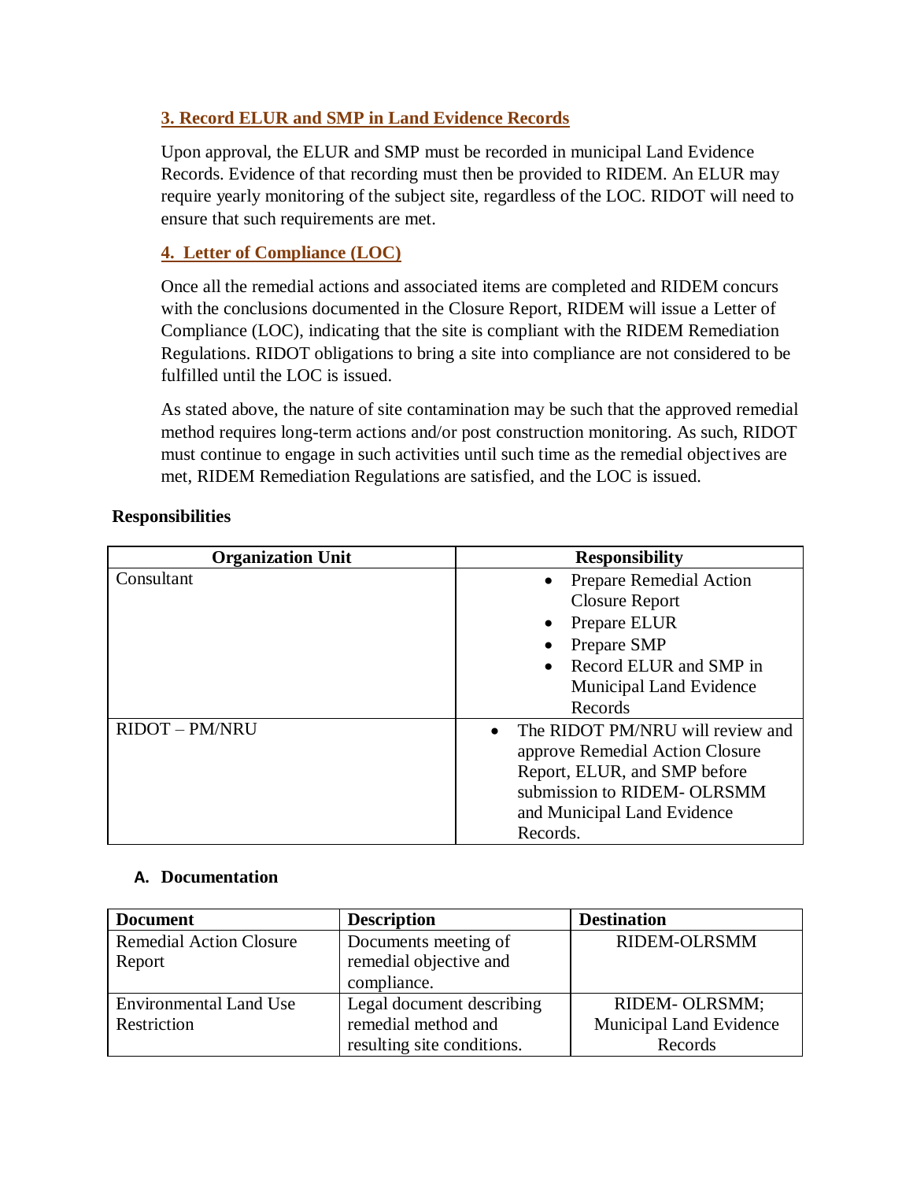### 3. Record ELUR and SMP in Land Evidence Records

Upon approval, the ELUR and SMP must be recorded in municipal Land Evidence Records. Evidence of that recording must then be provided to RIDEM. An ELUR may require yearly monitoring of the subject site, regardless of the LOC. RIDOT will need to ensure that such requirements are met.

### 4. Letter of Compliance (LOC)

Once all the remedial actions and associated items are completed and RIDEM concurs with the conclusions documented in the Closure Report, RIDEM will issue a Letter of Compliance (LOC), indicating that the site is compliant with the RIDEM Remediation Regulations. RIDOT obligations to bring a site into compliance are not considered to be fulfilled until the LOC is issued.

As stated above, the nature of site contamination may be such that the approved remedial method requires long-term actions and/or post construction monitoring. As such, RIDOT must continue to engage in such activities until such time as the remedial objectives are met, RIDEM Remediation Regulations are satisfied, and the LOC is issued.

**Responsibilities**

| Organization Unit | Responsibility |
|---|---|
| Consultant | • Prepare Remedial Action Closure Report<br>• Prepare ELUR<br>• Prepare SMP<br>• Record ELUR and SMP in Municipal Land Evidence Records |
| RIDOT – PM/NRU | • The RIDOT PM/NRU will review and approve Remedial Action Closure Report, ELUR, and SMP before submission to RIDEM- OLRSMM and Municipal Land Evidence Records. |

**A. Documentation**

| Document | Description | Destination |
|---|---|---|
| Remedial Action Closure Report | Documents meeting of remedial objective and compliance. | RIDEM-OLRSMM |
| Environmental Land Use Restriction | Legal document describing remedial method and resulting site conditions. | RIDEM- OLRSMM; Municipal Land Evidence Records |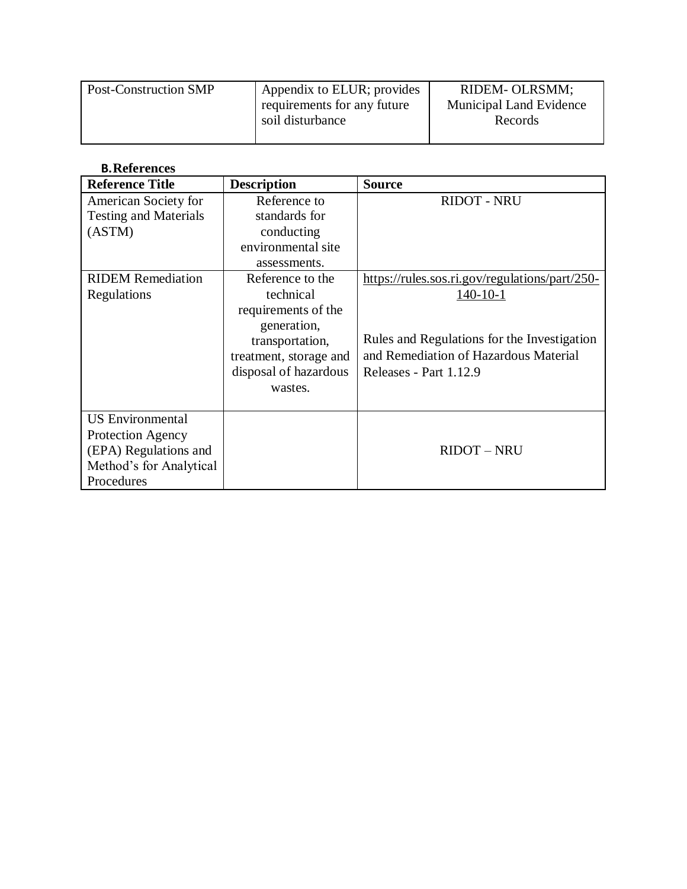| | | |
|---|---|---|
| Post-Construction SMP | Appendix to ELUR; provides requirements for any future soil disturbance | RIDEM- OLRSMM; Municipal Land Evidence Records |

## B. References

| Reference Title | Description | Source |
|---|---|---|
| American Society for Testing and Materials (ASTM) | Reference to standards for conducting environmental site assessments. | RIDOT - NRU |
| RIDEM Remediation Regulations | Reference to the technical requirements of the generation, transportation, treatment, storage and disposal of hazardous wastes. | https://rules.sos.ri.gov/regulations/part/250-140-10-1<br><br>Rules and Regulations for the Investigation and Remediation of Hazardous Material Releases - Part 1.12.9 |
| US Environmental Protection Agency (EPA) Regulations and Method's for Analytical Procedures | | RIDOT – NRU |